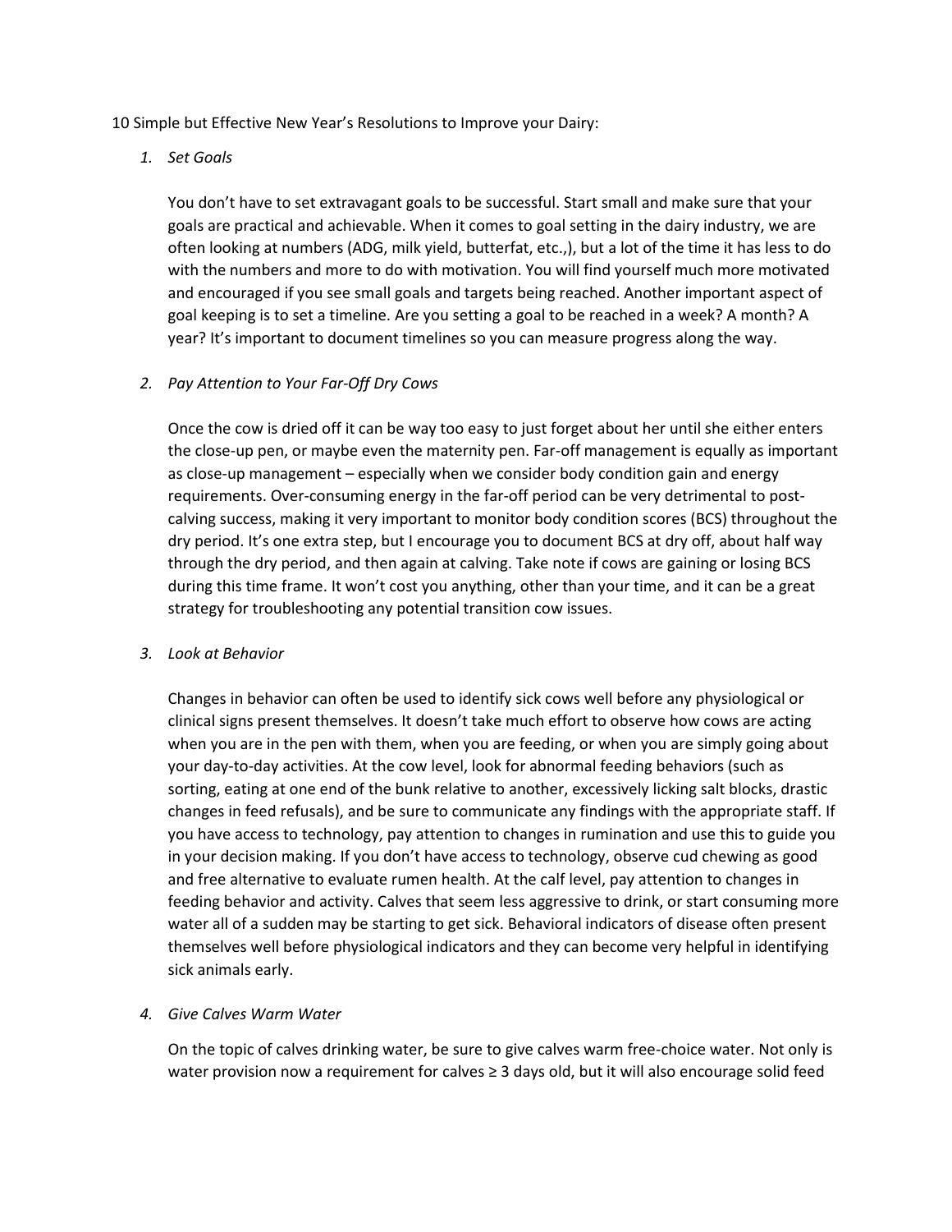10 Simple but Effective New Year's Resolutions to Improve your Dairy:

1. *Set Goals*

   You don't have to set extravagant goals to be successful. Start small and make sure that your goals are practical and achievable. When it comes to goal setting in the dairy industry, we are often looking at numbers (ADG, milk yield, butterfat, etc.,), but a lot of the time it has less to do with the numbers and more to do with motivation. You will find yourself much more motivated and encouraged if you see small goals and targets being reached. Another important aspect of goal keeping is to set a timeline. Are you setting a goal to be reached in a week? A month? A year? It's important to document timelines so you can measure progress along the way.

2. *Pay Attention to Your Far-Off Dry Cows*

   Once the cow is dried off it can be way too easy to just forget about her until she either enters the close-up pen, or maybe even the maternity pen. Far-off management is equally as important as close-up management – especially when we consider body condition gain and energy requirements. Over-consuming energy in the far-off period can be very detrimental to post-calving success, making it very important to monitor body condition scores (BCS) throughout the dry period. It's one extra step, but I encourage you to document BCS at dry off, about half way through the dry period, and then again at calving. Take note if cows are gaining or losing BCS during this time frame. It won't cost you anything, other than your time, and it can be a great strategy for troubleshooting any potential transition cow issues.

3. *Look at Behavior*

   Changes in behavior can often be used to identify sick cows well before any physiological or clinical signs present themselves. It doesn't take much effort to observe how cows are acting when you are in the pen with them, when you are feeding, or when you are simply going about your day-to-day activities. At the cow level, look for abnormal feeding behaviors (such as sorting, eating at one end of the bunk relative to another, excessively licking salt blocks, drastic changes in feed refusals), and be sure to communicate any findings with the appropriate staff. If you have access to technology, pay attention to changes in rumination and use this to guide you in your decision making. If you don't have access to technology, observe cud chewing as good and free alternative to evaluate rumen health. At the calf level, pay attention to changes in feeding behavior and activity. Calves that seem less aggressive to drink, or start consuming more water all of a sudden may be starting to get sick. Behavioral indicators of disease often present themselves well before physiological indicators and they can become very helpful in identifying sick animals early.

4. *Give Calves Warm Water*

   On the topic of calves drinking water, be sure to give calves warm free-choice water. Not only is water provision now a requirement for calves ≥ 3 days old, but it will also encourage solid feed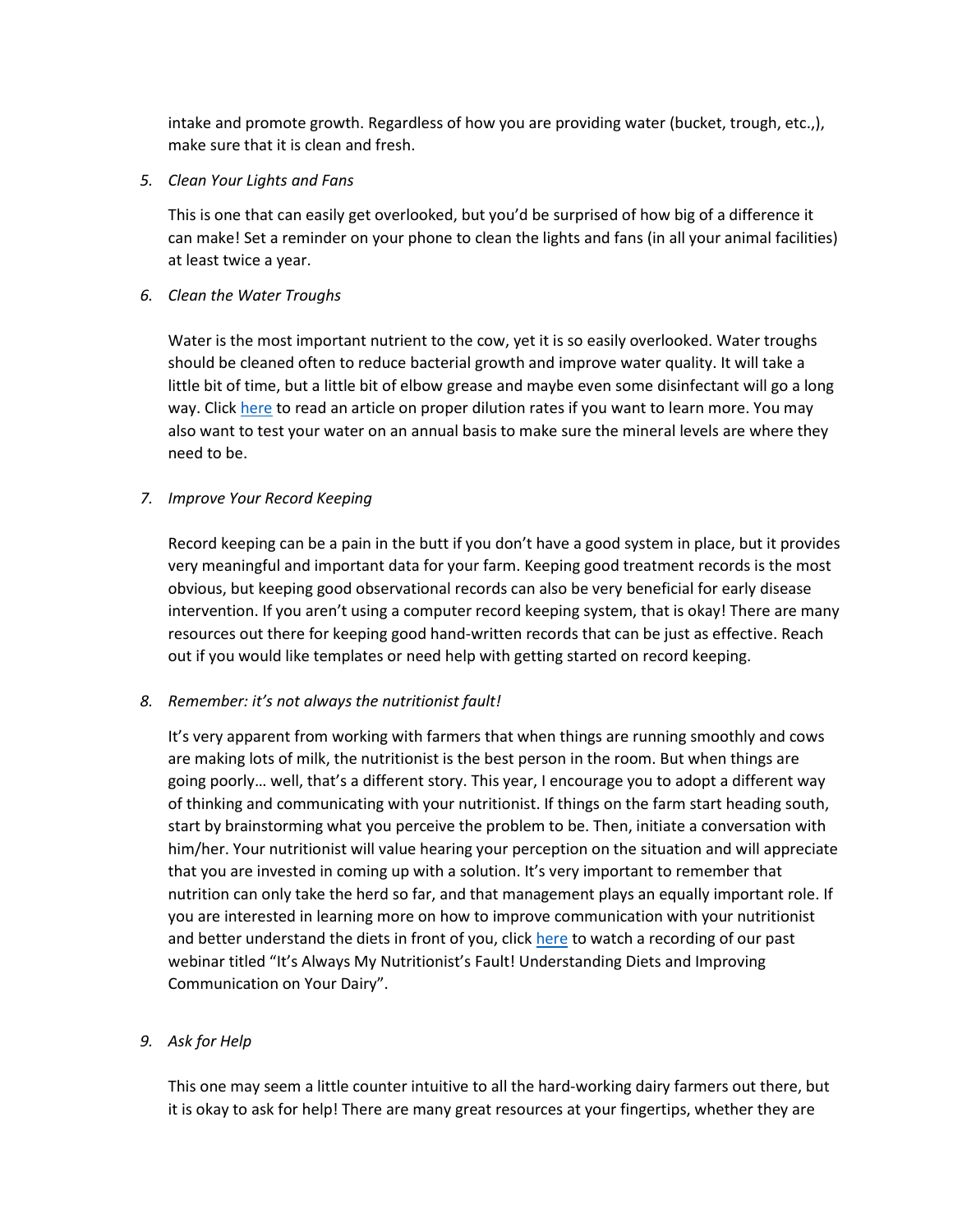intake and promote growth. Regardless of how you are providing water (bucket, trough, etc.,), make sure that it is clean and fresh.

5. *Clean Your Lights and Fans*

   This is one that can easily get overlooked, but you'd be surprised of how big of a difference it can make! Set a reminder on your phone to clean the lights and fans (in all your animal facilities) at least twice a year.

6. *Clean the Water Troughs*

   Water is the most important nutrient to the cow, yet it is so easily overlooked. Water troughs should be cleaned often to reduce bacterial growth and improve water quality. It will take a little bit of time, but a little bit of elbow grease and maybe even some disinfectant will go a long way. Click here to read an article on proper dilution rates if you want to learn more. You may also want to test your water on an annual basis to make sure the mineral levels are where they need to be.

7. *Improve Your Record Keeping*

   Record keeping can be a pain in the butt if you don't have a good system in place, but it provides very meaningful and important data for your farm. Keeping good treatment records is the most obvious, but keeping good observational records can also be very beneficial for early disease intervention. If you aren't using a computer record keeping system, that is okay! There are many resources out there for keeping good hand-written records that can be just as effective. Reach out if you would like templates or need help with getting started on record keeping.

8. *Remember: it's not always the nutritionist fault!*

   It's very apparent from working with farmers that when things are running smoothly and cows are making lots of milk, the nutritionist is the best person in the room. But when things are going poorly… well, that's a different story. This year, I encourage you to adopt a different way of thinking and communicating with your nutritionist. If things on the farm start heading south, start by brainstorming what you perceive the problem to be. Then, initiate a conversation with him/her. Your nutritionist will value hearing your perception on the situation and will appreciate that you are invested in coming up with a solution. It's very important to remember that nutrition can only take the herd so far, and that management plays an equally important role. If you are interested in learning more on how to improve communication with your nutritionist and better understand the diets in front of you, click here to watch a recording of our past webinar titled "It's Always My Nutritionist's Fault! Understanding Diets and Improving Communication on Your Dairy".

9. *Ask for Help*

   This one may seem a little counter intuitive to all the hard-working dairy farmers out there, but it is okay to ask for help! There are many great resources at your fingertips, whether they are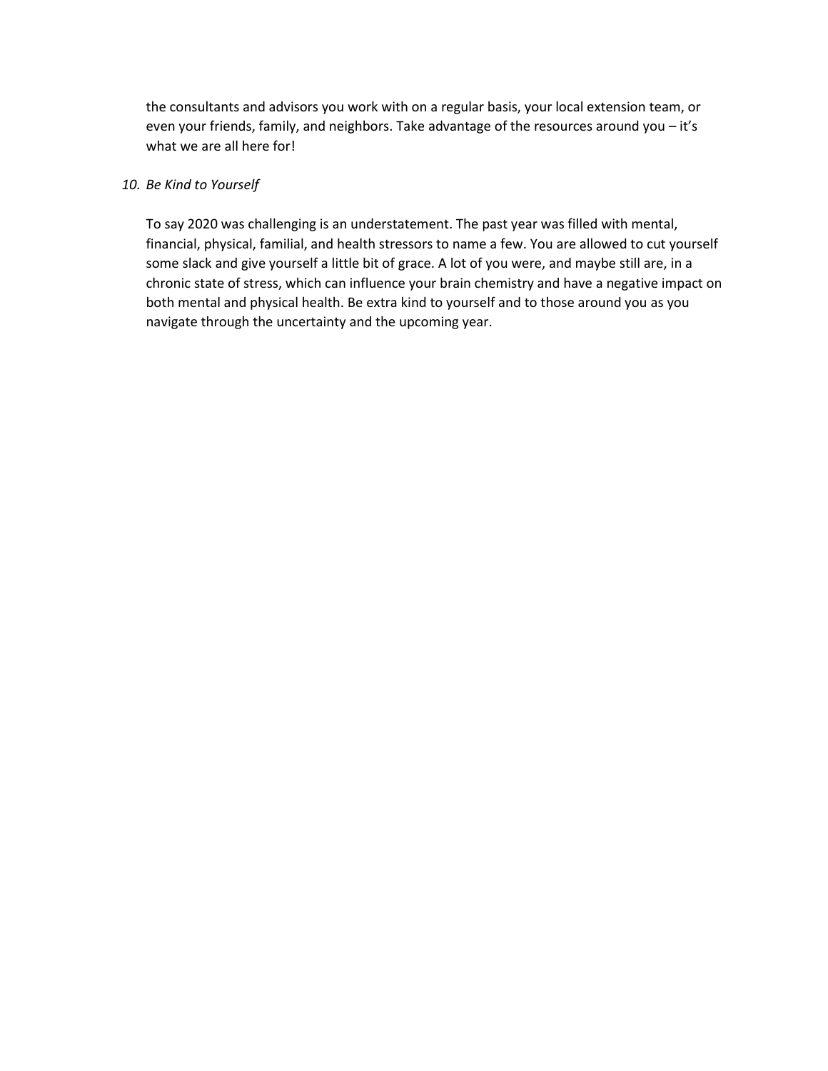the consultants and advisors you work with on a regular basis, your local extension team, or even your friends, family, and neighbors. Take advantage of the resources around you – it's what we are all here for!

10. *Be Kind to Yourself*

To say 2020 was challenging is an understatement. The past year was filled with mental, financial, physical, familial, and health stressors to name a few. You are allowed to cut yourself some slack and give yourself a little bit of grace. A lot of you were, and maybe still are, in a chronic state of stress, which can influence your brain chemistry and have a negative impact on both mental and physical health. Be extra kind to yourself and to those around you as you navigate through the uncertainty and the upcoming year.